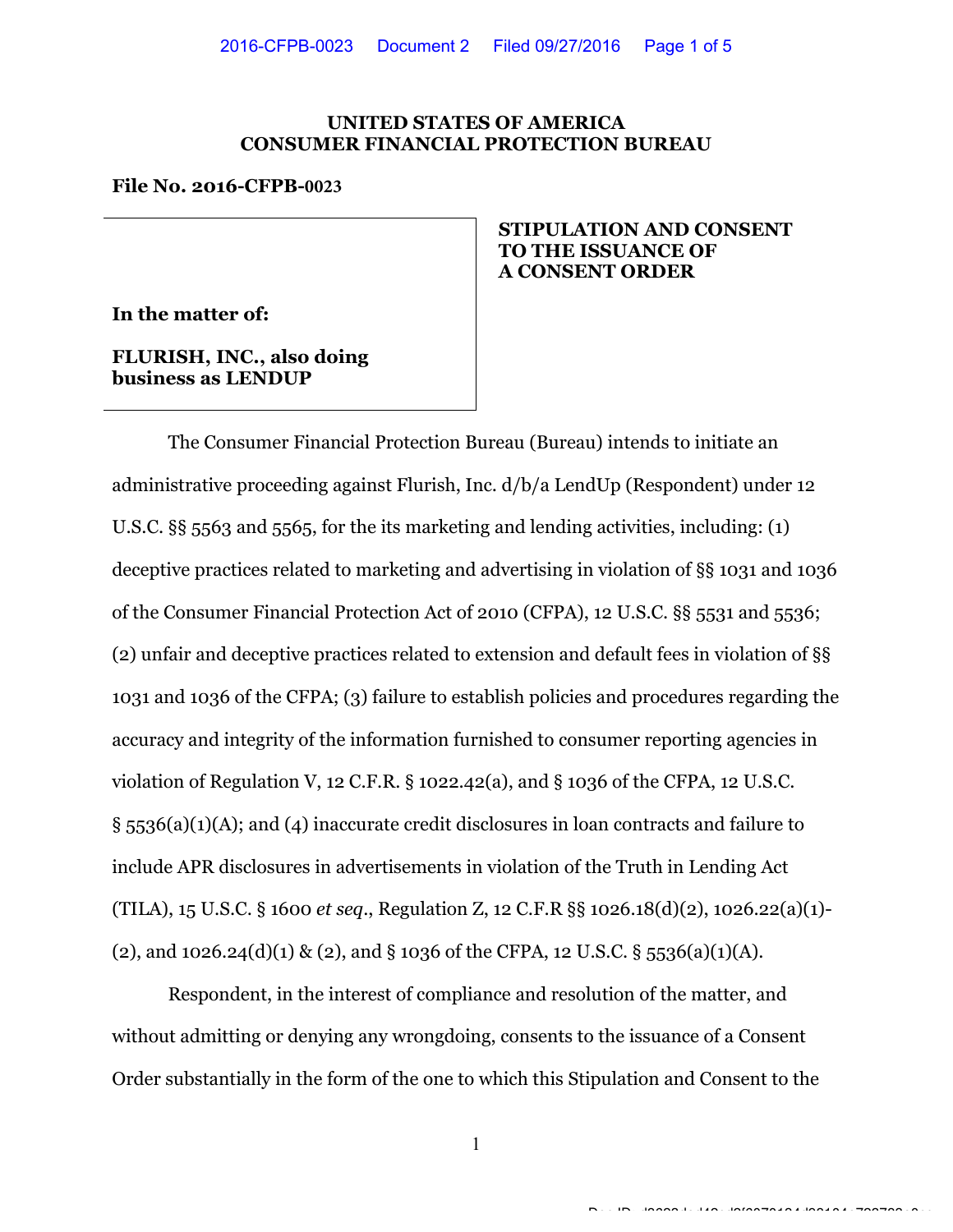**UNITED STATES OF AMERICA**
**CONSUMER FINANCIAL PROTECTION BUREAU**

**File No. 2016-CFPB-0023**

**In the matter of:**

**FLURISH, INC., also doing business as LENDUP**

**STIPULATION AND CONSENT TO THE ISSUANCE OF A CONSENT ORDER**

The Consumer Financial Protection Bureau (Bureau) intends to initiate an administrative proceeding against Flurish, Inc. d/b/a LendUp (Respondent) under 12 U.S.C. §§ 5563 and 5565, for the its marketing and lending activities, including: (1) deceptive practices related to marketing and advertising in violation of §§ 1031 and 1036 of the Consumer Financial Protection Act of 2010 (CFPA), 12 U.S.C. §§ 5531 and 5536; (2) unfair and deceptive practices related to extension and default fees in violation of §§ 1031 and 1036 of the CFPA; (3) failure to establish policies and procedures regarding the accuracy and integrity of the information furnished to consumer reporting agencies in violation of Regulation V, 12 C.F.R. § 1022.42(a), and § 1036 of the CFPA, 12 U.S.C. § 5536(a)(1)(A); and (4) inaccurate credit disclosures in loan contracts and failure to include APR disclosures in advertisements in violation of the Truth in Lending Act (TILA), 15 U.S.C. § 1600 *et seq*., Regulation Z, 12 C.F.R §§ 1026.18(d)(2), 1026.22(a)(1)-(2), and 1026.24(d)(1) & (2), and § 1036 of the CFPA, 12 U.S.C. § 5536(a)(1)(A).

Respondent, in the interest of compliance and resolution of the matter, and without admitting or denying any wrongdoing, consents to the issuance of a Consent Order substantially in the form of the one to which this Stipulation and Consent to the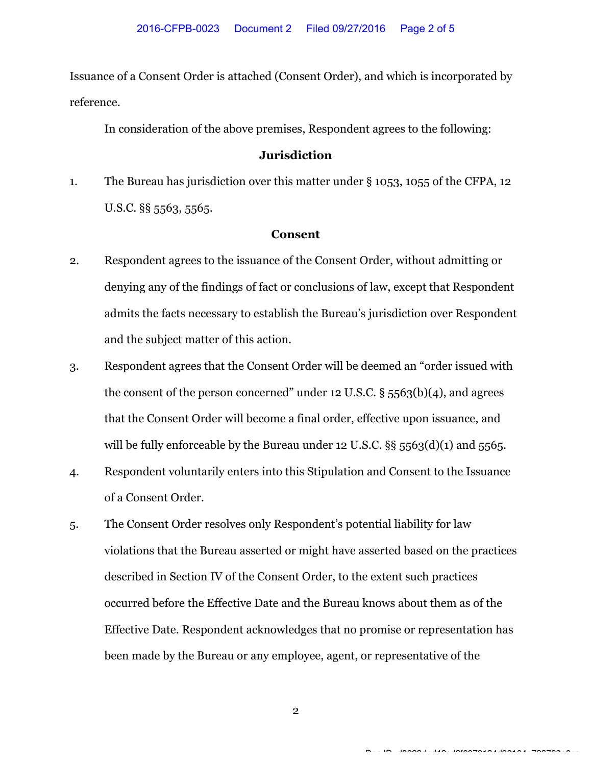Issuance of a Consent Order is attached (Consent Order), and which is incorporated by reference.

In consideration of the above premises, Respondent agrees to the following:

**Jurisdiction**

1. The Bureau has jurisdiction over this matter under § 1053, 1055 of the CFPA, 12 U.S.C. §§ 5563, 5565.

**Consent**

2. Respondent agrees to the issuance of the Consent Order, without admitting or denying any of the findings of fact or conclusions of law, except that Respondent admits the facts necessary to establish the Bureau's jurisdiction over Respondent and the subject matter of this action.
3. Respondent agrees that the Consent Order will be deemed an "order issued with the consent of the person concerned" under 12 U.S.C. § 5563(b)(4), and agrees that the Consent Order will become a final order, effective upon issuance, and will be fully enforceable by the Bureau under 12 U.S.C. §§ 5563(d)(1) and 5565.
4. Respondent voluntarily enters into this Stipulation and Consent to the Issuance of a Consent Order.
5. The Consent Order resolves only Respondent's potential liability for law violations that the Bureau asserted or might have asserted based on the practices described in Section IV of the Consent Order, to the extent such practices occurred before the Effective Date and the Bureau knows about them as of the Effective Date. Respondent acknowledges that no promise or representation has been made by the Bureau or any employee, agent, or representative of the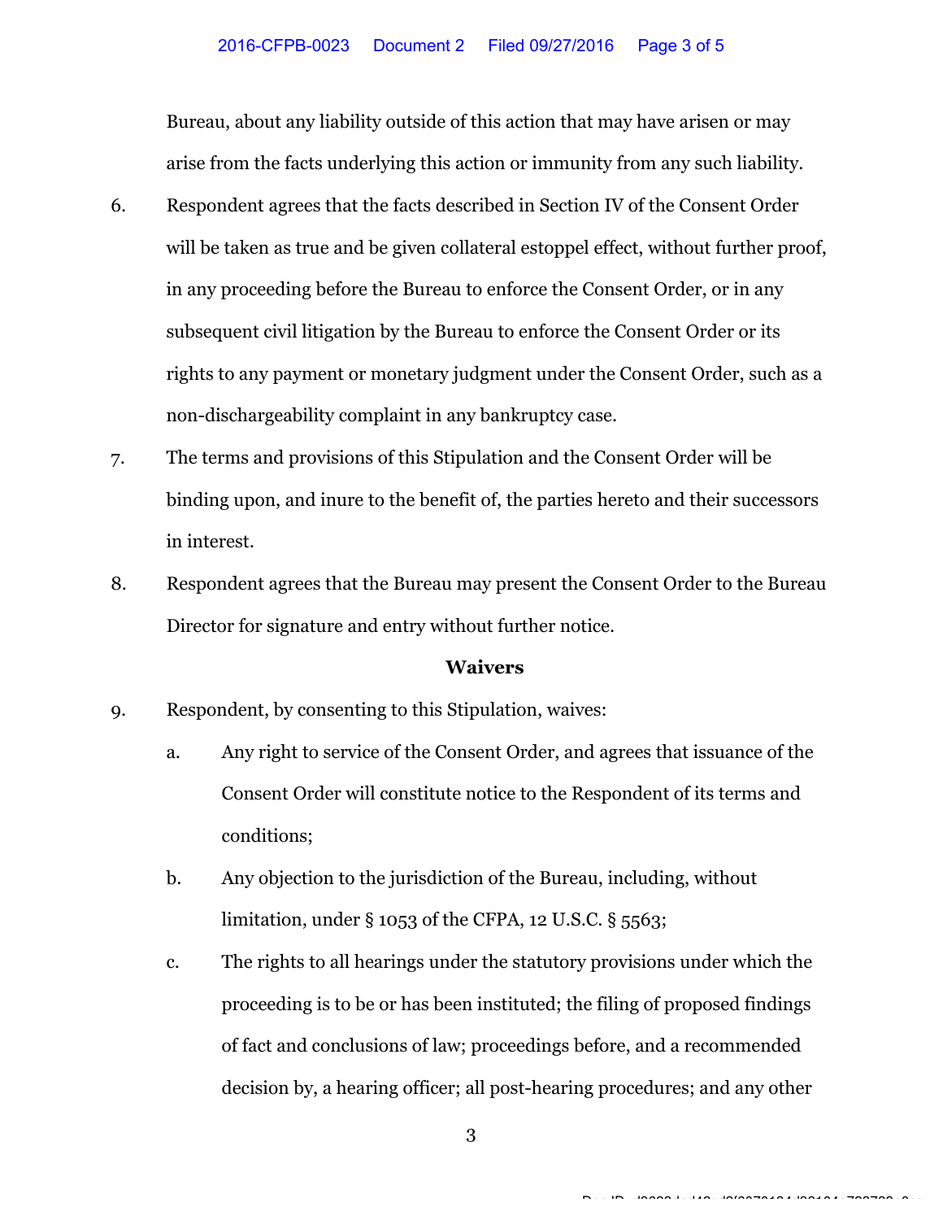Bureau, about any liability outside of this action that may have arisen or may arise from the facts underlying this action or immunity from any such liability.

6. Respondent agrees that the facts described in Section IV of the Consent Order will be taken as true and be given collateral estoppel effect, without further proof, in any proceeding before the Bureau to enforce the Consent Order, or in any subsequent civil litigation by the Bureau to enforce the Consent Order or its rights to any payment or monetary judgment under the Consent Order, such as a non-dischargeability complaint in any bankruptcy case.

7. The terms and provisions of this Stipulation and the Consent Order will be binding upon, and inure to the benefit of, the parties hereto and their successors in interest.

8. Respondent agrees that the Bureau may present the Consent Order to the Bureau Director for signature and entry without further notice.

**Waivers**

9. Respondent, by consenting to this Stipulation, waives:

   a. Any right to service of the Consent Order, and agrees that issuance of the Consent Order will constitute notice to the Respondent of its terms and conditions;

   b. Any objection to the jurisdiction of the Bureau, including, without limitation, under § 1053 of the CFPA, 12 U.S.C. § 5563;

   c. The rights to all hearings under the statutory provisions under which the proceeding is to be or has been instituted; the filing of proposed findings of fact and conclusions of law; proceedings before, and a recommended decision by, a hearing officer; all post-hearing procedures; and any other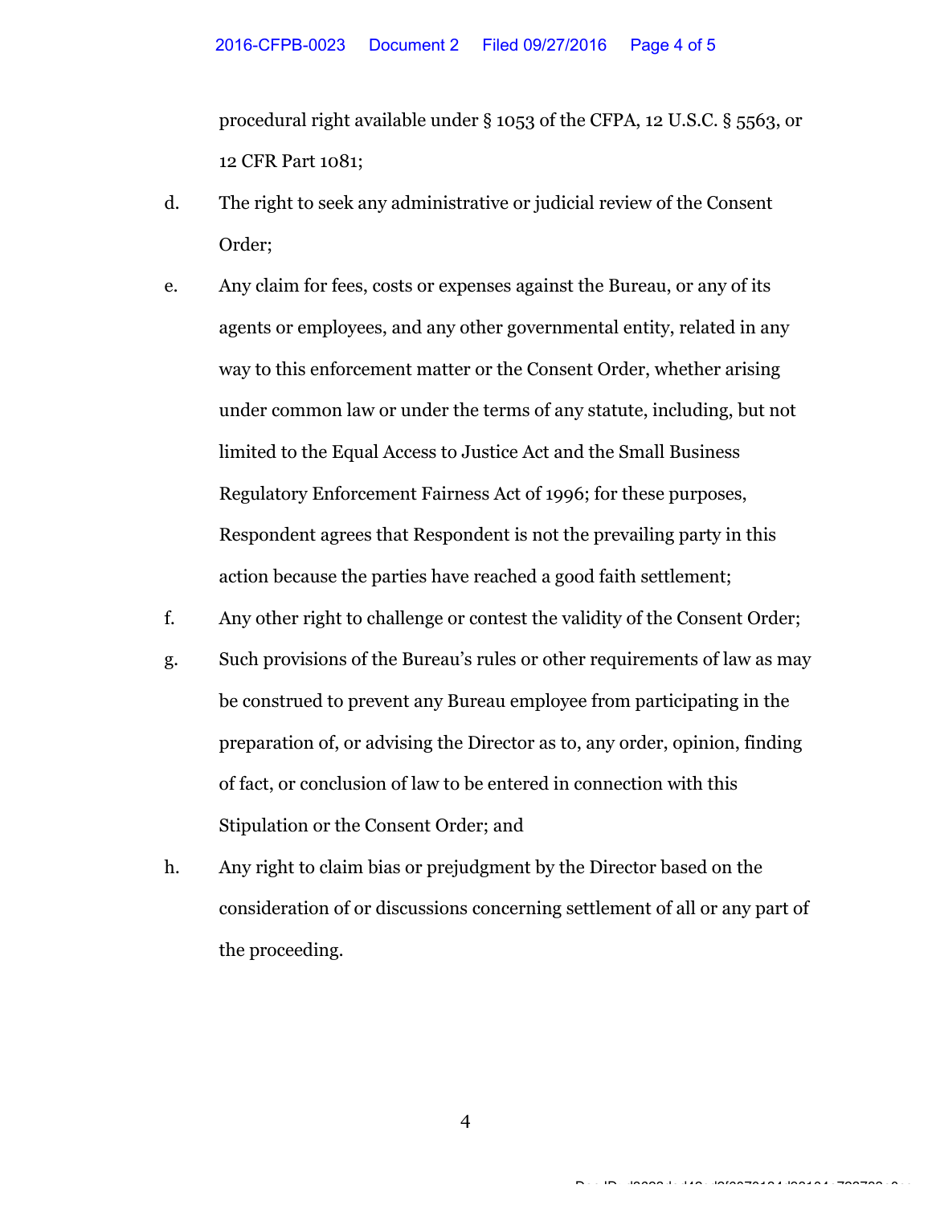procedural right available under § 1053 of the CFPA, 12 U.S.C. § 5563, or 12 CFR Part 1081;

d. The right to seek any administrative or judicial review of the Consent Order;

e. Any claim for fees, costs or expenses against the Bureau, or any of its agents or employees, and any other governmental entity, related in any way to this enforcement matter or the Consent Order, whether arising under common law or under the terms of any statute, including, but not limited to the Equal Access to Justice Act and the Small Business Regulatory Enforcement Fairness Act of 1996; for these purposes, Respondent agrees that Respondent is not the prevailing party in this action because the parties have reached a good faith settlement;

f. Any other right to challenge or contest the validity of the Consent Order;

g. Such provisions of the Bureau's rules or other requirements of law as may be construed to prevent any Bureau employee from participating in the preparation of, or advising the Director as to, any order, opinion, finding of fact, or conclusion of law to be entered in connection with this Stipulation or the Consent Order; and

h. Any right to claim bias or prejudgment by the Director based on the consideration of or discussions concerning settlement of all or any part of the proceeding.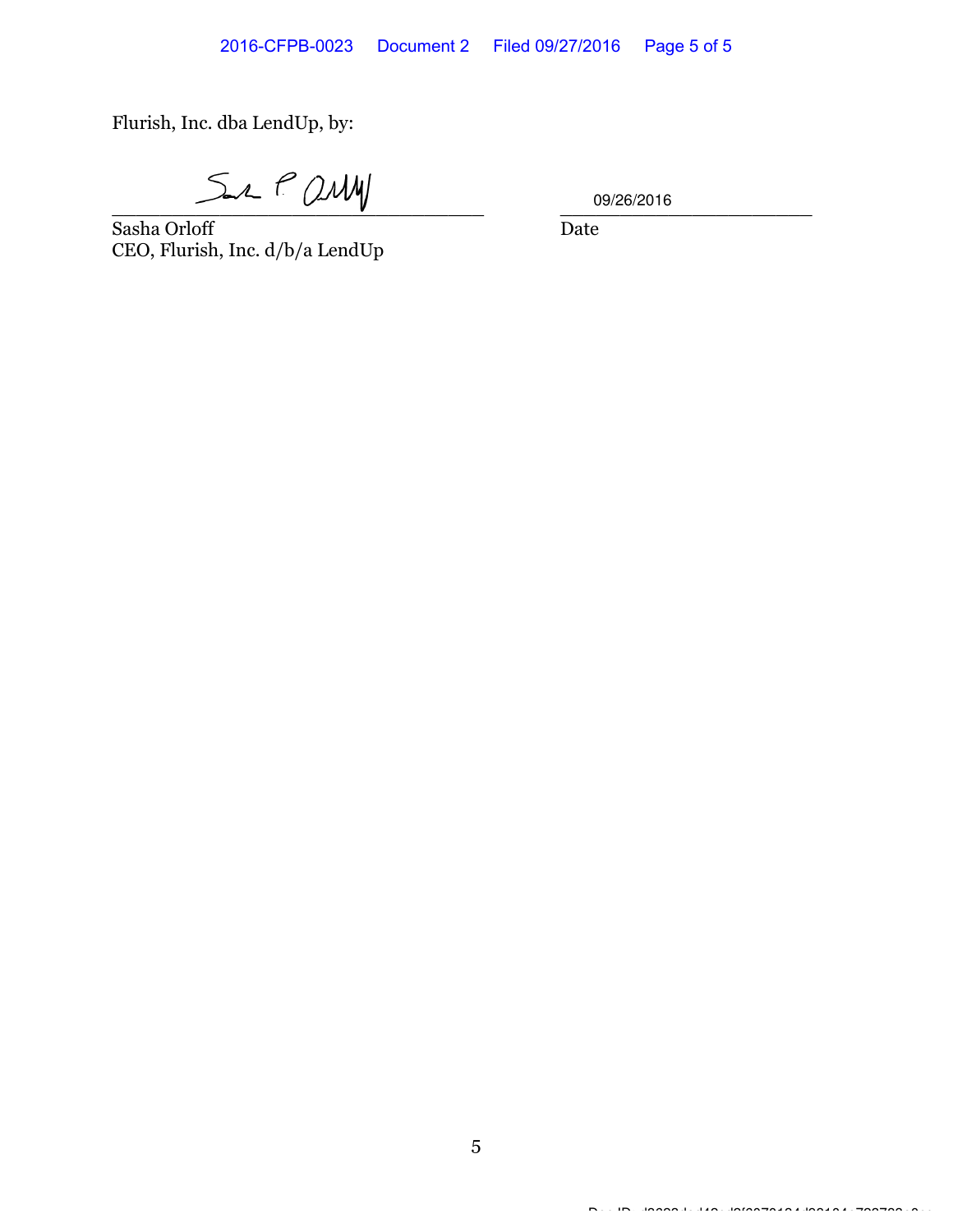Flurish, Inc. dba LendUp, by:

Sasha Orloff
CEO, Flurish, Inc. d/b/a LendUp

09/26/2016

Date